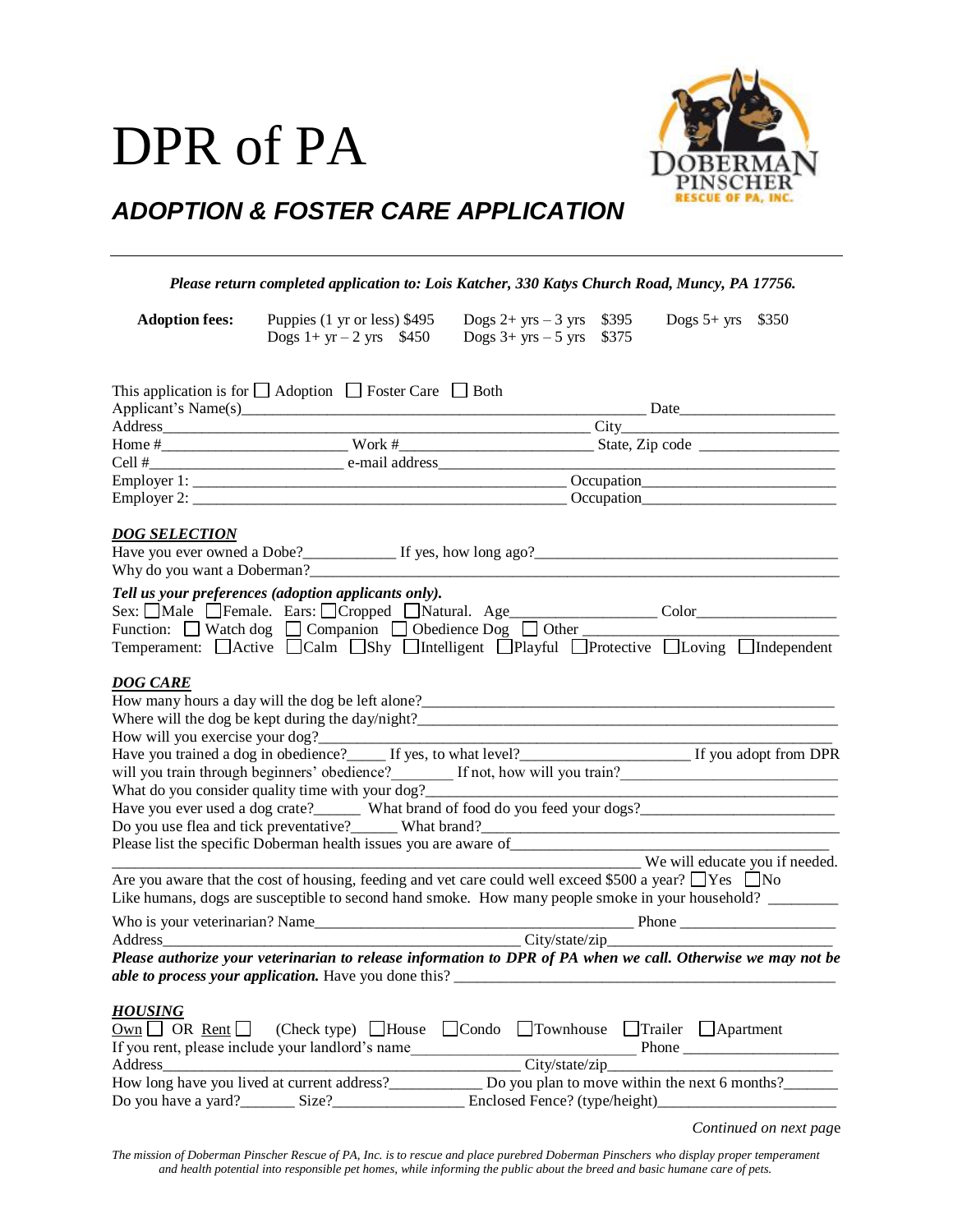# DPR of PA

## *ADOPTION & FOSTER CARE APPLICATION*

***Please return completed application to: Lois Katcher, 330 Katys Church Road, Muncy, PA 17756.***

| **Adoption fees:** | Puppies (1 yr or less) $495 | Dogs 2+ yrs – 3 yrs $395 | Dogs 5+ yrs $350 |
|---|---|---|---|
| | Dogs 1+ yr – 2 yrs $450 | Dogs 3+ yrs – 5 yrs $375 | |

This application is for ☐ Adoption ☐ Foster Care ☐ Both

Applicant's Name(s)______________________________ Date____________

Address______________________________ City____________

Home #______________ Work #______________ State, Zip code ____________

Cell #______________ e-mail address______________________________

Employer 1: ______________________________ Occupation______________

Employer 2: ______________________________ Occupation______________

### ***DOG SELECTION***

Have you ever owned a Dobe?__________ If yes, how long ago?______________________

Why do you want a Doberman?______________________________________________

***Tell us your preferences (adoption applicants only).***

Sex: ☐Male ☐Female. Ears: ☐Cropped ☐Natural. Age______________ Color______________

Function: ☐ Watch dog ☐ Companion ☐ Obedience Dog ☐ Other ______________

Temperament: ☐Active ☐Calm ☐Shy ☐Intelligent ☐Playful ☐Protective ☐Loving ☐Independent

### ***DOG CARE***

How many hours a day will the dog be left alone?______________________________

Where will the dog be kept during the day/night?______________________________

How will you exercise your dog?______________________________________________

Have you trained a dog in obedience?_____ If yes, to what level?______________ If you adopt from DPR will you train through beginners' obedience?________ If not, how will you train?______________

What do you consider quality time with your dog?______________________________

Have you ever used a dog crate?______ What brand of food do you feed your dogs?______________

Do you use flea and tick preventative?______ What brand?______________________

Please list the specific Doberman health issues you are aware of______________________

______________________________________________ We will educate you if needed.

Are you aware that the cost of housing, feeding and vet care could well exceed $500 a year? ☐Yes ☐No

Like humans, dogs are susceptible to second hand smoke. How many people smoke in your household? ________

Who is your veterinarian? Name______________________________ Phone ______________

Address______________________________ City/state/zip______________________

***Please authorize your veterinarian to release information to DPR of PA when we call. Otherwise we may not be able to process your application.*** Have you done this? ______________________________

### ***HOUSING***

Own ☐ OR Rent ☐ (Check type) ☐House ☐Condo ☐Townhouse ☐Trailer ☐Apartment

If you rent, please include your landlord's name______________________ Phone ______________

Address______________________________ City/state/zip______________________

How long have you lived at current address?__________ Do you plan to move within the next 6 months?______

Do you have a yard?_______ Size?______________ Enclosed Fence? (type/height)______________

*Continued on next page*

*The mission of Doberman Pinscher Rescue of PA, Inc. is to rescue and place purebred Doberman Pinschers who display proper temperament and health potential into responsible pet homes, while informing the public about the breed and basic humane care of pets.*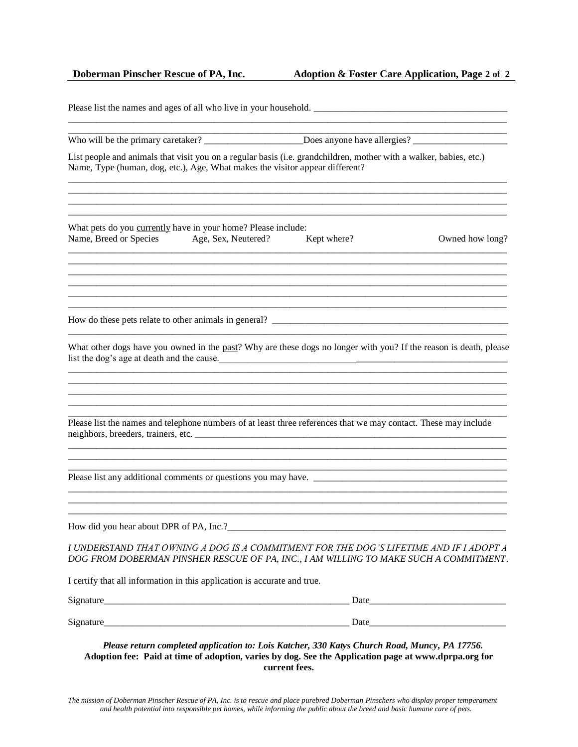Please list the names and ages of all who live in your household. ________________________________________
________________________________________________________________________________________________
________________________________________________________________________________________________

Who will be the primary caretaker? _____________________Does anyone have allergies? ___________________

List people and animals that visit you on a regular basis (i.e. grandchildren, mother with a walker, babies, etc.) Name, Type (human, dog, etc.), Age, What makes the visitor appear different?

________________________________________________________________________________________________
________________________________________________________________________________________________
________________________________________________________________________________________________
________________________________________________________________________________________________

What pets do you <u>currently</u> have in your home? Please include:

Name, Breed or Species    Age, Sex, Neutered?    Kept where?    Owned how long?

________________________________________________________________________________________________
________________________________________________________________________________________________
________________________________________________________________________________________________
________________________________________________________________________________________________
________________________________________________________________________________________________
________________________________________________________________________________________________

How do these pets relate to other animals in general? ______________________________________________
________________________________________________________________________________________________

What other dogs have you owned in the <u>past</u>? Why are these dogs no longer with you? If the reason is death, please list the dog's age at death and the cause.________________________________________________________________
________________________________________________________________________________________________
________________________________________________________________________________________________
________________________________________________________________________________________________
________________________________________________________________________________________________
________________________________________________________________________________________________

Please list the names and telephone numbers of at least three references that we may contact. These may include neighbors, breeders, trainers, etc. ______________________________________________________________
________________________________________________________________________________________________
________________________________________________________________________________________________
________________________________________________________________________________________________

Please list any additional comments or questions you may have. ________________________________________
________________________________________________________________________________________________
________________________________________________________________________________________________
________________________________________________________________________________________________

How did you hear about DPR of PA, Inc.?_____________________________________________________________

*I UNDERSTAND THAT OWNING A DOG IS A COMMITMENT FOR THE DOG'S LIFETIME AND IF I ADOPT A DOG FROM DOBERMAN PINSHER RESCUE OF PA, INC., I AM WILLING TO MAKE SUCH A COMMITMENT.*

I certify that all information in this application is accurate and true.

Signature_____________________________________________________ Date___________________________

Signature_____________________________________________________ Date___________________________

***Please return completed application to: Lois Katcher, 330 Katys Church Road, Muncy, PA 17756.***

**Adoption fee: Paid at time of adoption, varies by dog. See the Application page at www.dprpa.org for current fees.**

*The mission of Doberman Pinscher Rescue of PA, Inc. is to rescue and place purebred Doberman Pinschers who display proper temperament and health potential into responsible pet homes, while informing the public about the breed and basic humane care of pets.*